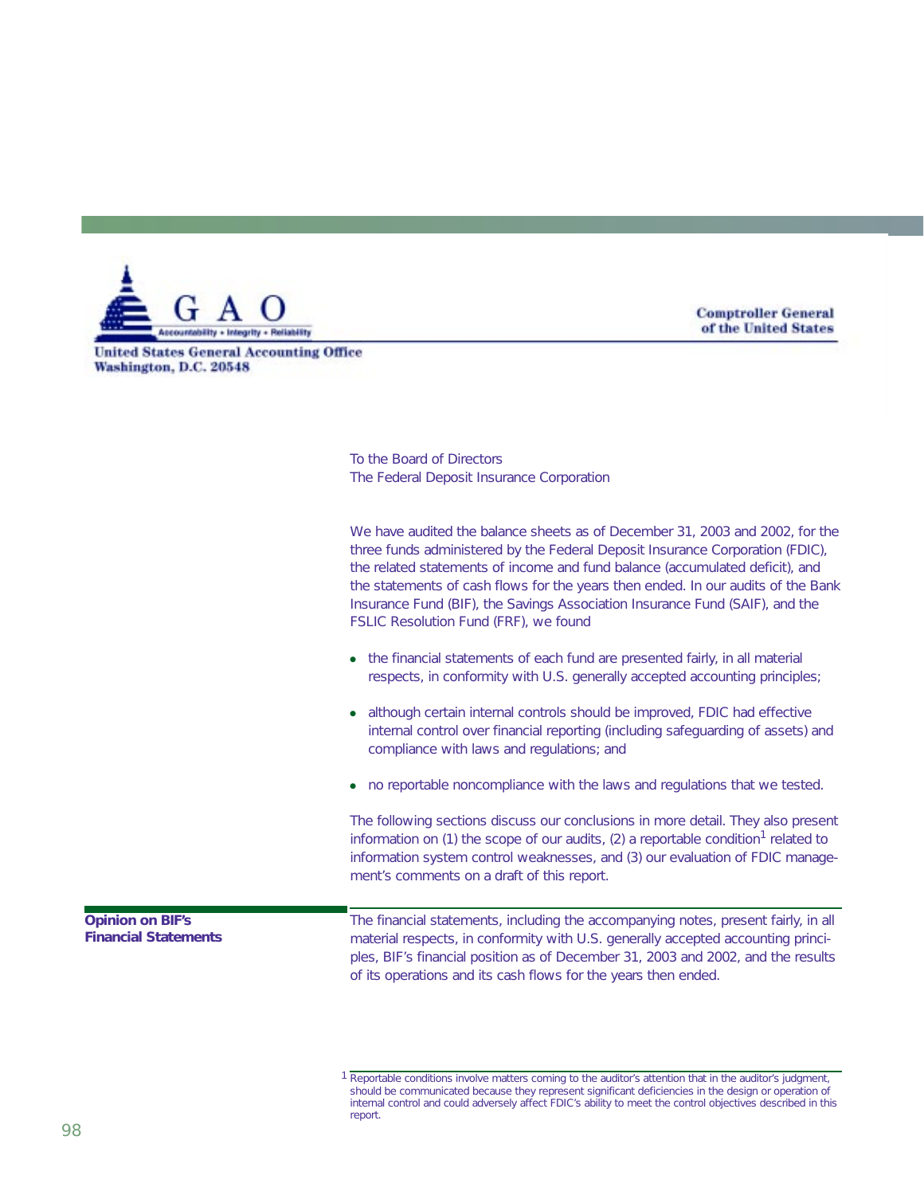United States General Accounting Office
Washington, D.C. 20548

Comptroller General
of the United States

To the Board of Directors
The Federal Deposit Insurance Corporation

We have audited the balance sheets as of December 31, 2003 and 2002, for the three funds administered by the Federal Deposit Insurance Corporation (FDIC), the related statements of income and fund balance (accumulated deficit), and the statements of cash flows for the years then ended. In our audits of the Bank Insurance Fund (BIF), the Savings Association Insurance Fund (SAIF), and the FSLIC Resolution Fund (FRF), we found

- the financial statements of each fund are presented fairly, in all material respects, in conformity with U.S. generally accepted accounting principles;
- although certain internal controls should be improved, FDIC had effective internal control over financial reporting (including safeguarding of assets) and compliance with laws and regulations; and
- no reportable noncompliance with the laws and regulations that we tested.

The following sections discuss our conclusions in more detail. They also present information on (1) the scope of our audits, (2) a reportable condition[1] related to information system control weaknesses, and (3) our evaluation of FDIC management's comments on a draft of this report.

## Opinion on BIF's Financial Statements

The financial statements, including the accompanying notes, present fairly, in all material respects, in conformity with U.S. generally accepted accounting principles, BIF's financial position as of December 31, 2003 and 2002, and the results of its operations and its cash flows for the years then ended.

[1] Reportable conditions involve matters coming to the auditor's attention that in the auditor's judgment, should be communicated because they represent significant deficiencies in the design or operation of internal control and could adversely affect FDIC's ability to meet the control objectives described in this report.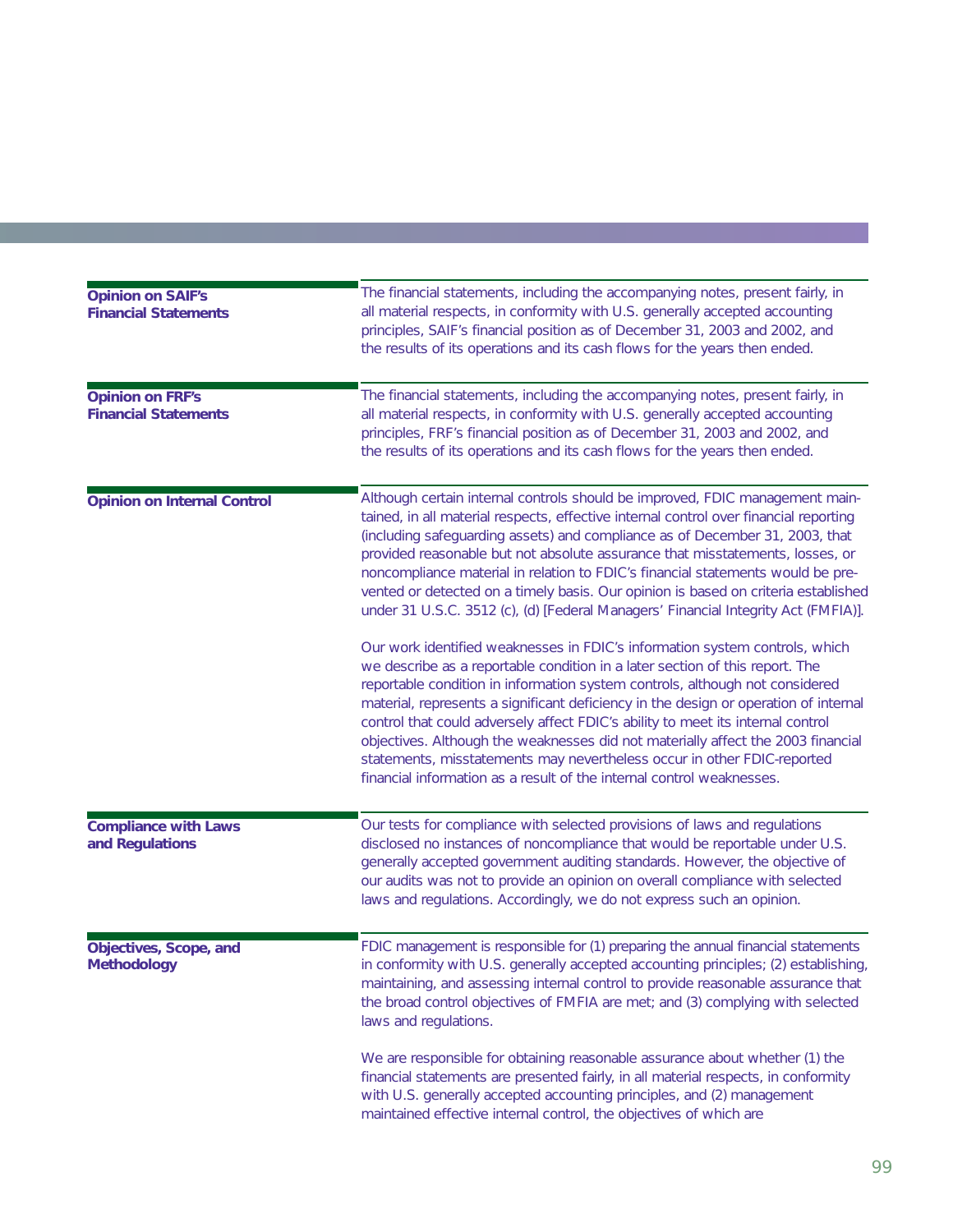### Opinion on SAIF's Financial Statements

The financial statements, including the accompanying notes, present fairly, in all material respects, in conformity with U.S. generally accepted accounting principles, SAIF's financial position as of December 31, 2003 and 2002, and the results of its operations and its cash flows for the years then ended.

### Opinion on FRF's Financial Statements

The financial statements, including the accompanying notes, present fairly, in all material respects, in conformity with U.S. generally accepted accounting principles, FRF's financial position as of December 31, 2003 and 2002, and the results of its operations and its cash flows for the years then ended.

### Opinion on Internal Control

Although certain internal controls should be improved, FDIC management maintained, in all material respects, effective internal control over financial reporting (including safeguarding assets) and compliance as of December 31, 2003, that provided reasonable but not absolute assurance that misstatements, losses, or noncompliance material in relation to FDIC's financial statements would be prevented or detected on a timely basis. Our opinion is based on criteria established under 31 U.S.C. 3512 (c), (d) [Federal Managers' Financial Integrity Act (FMFIA)].

Our work identified weaknesses in FDIC's information system controls, which we describe as a reportable condition in a later section of this report. The reportable condition in information system controls, although not considered material, represents a significant deficiency in the design or operation of internal control that could adversely affect FDIC's ability to meet its internal control objectives. Although the weaknesses did not materially affect the 2003 financial statements, misstatements may nevertheless occur in other FDIC-reported financial information as a result of the internal control weaknesses.

### Compliance with Laws and Regulations

Our tests for compliance with selected provisions of laws and regulations disclosed no instances of noncompliance that would be reportable under U.S. generally accepted government auditing standards. However, the objective of our audits was not to provide an opinion on overall compliance with selected laws and regulations. Accordingly, we do not express such an opinion.

### Objectives, Scope, and Methodology

FDIC management is responsible for (1) preparing the annual financial statements in conformity with U.S. generally accepted accounting principles; (2) establishing, maintaining, and assessing internal control to provide reasonable assurance that the broad control objectives of FMFIA are met; and (3) complying with selected laws and regulations.

We are responsible for obtaining reasonable assurance about whether (1) the financial statements are presented fairly, in all material respects, in conformity with U.S. generally accepted accounting principles, and (2) management maintained effective internal control, the objectives of which are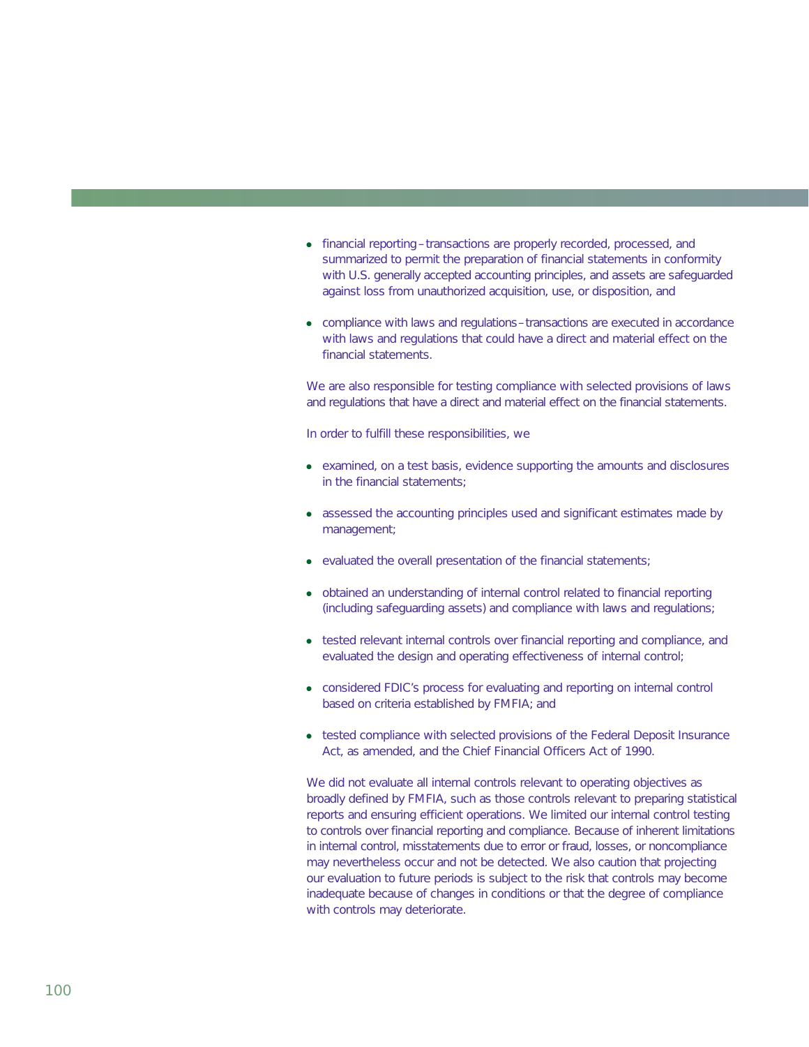- financial reporting – transactions are properly recorded, processed, and summarized to permit the preparation of financial statements in conformity with U.S. generally accepted accounting principles, and assets are safeguarded against loss from unauthorized acquisition, use, or disposition, and

- compliance with laws and regulations – transactions are executed in accordance with laws and regulations that could have a direct and material effect on the financial statements.

We are also responsible for testing compliance with selected provisions of laws and regulations that have a direct and material effect on the financial statements.

In order to fulfill these responsibilities, we

- examined, on a test basis, evidence supporting the amounts and disclosures in the financial statements;

- assessed the accounting principles used and significant estimates made by management;

- evaluated the overall presentation of the financial statements;

- obtained an understanding of internal control related to financial reporting (including safeguarding assets) and compliance with laws and regulations;

- tested relevant internal controls over financial reporting and compliance, and evaluated the design and operating effectiveness of internal control;

- considered FDIC's process for evaluating and reporting on internal control based on criteria established by FMFIA; and

- tested compliance with selected provisions of the Federal Deposit Insurance Act, as amended, and the Chief Financial Officers Act of 1990.

We did not evaluate all internal controls relevant to operating objectives as broadly defined by FMFIA, such as those controls relevant to preparing statistical reports and ensuring efficient operations. We limited our internal control testing to controls over financial reporting and compliance. Because of inherent limitations in internal control, misstatements due to error or fraud, losses, or noncompliance may nevertheless occur and not be detected. We also caution that projecting our evaluation to future periods is subject to the risk that controls may become inadequate because of changes in conditions or that the degree of compliance with controls may deteriorate.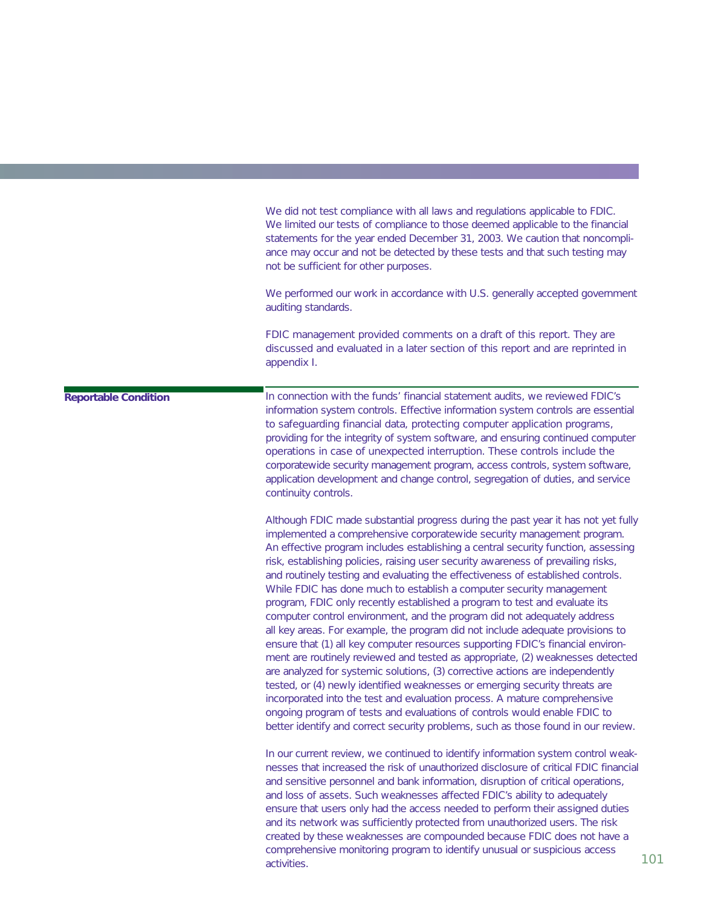We did not test compliance with all laws and regulations applicable to FDIC. We limited our tests of compliance to those deemed applicable to the financial statements for the year ended December 31, 2003. We caution that noncompliance may occur and not be detected by these tests and that such testing may not be sufficient for other purposes.

We performed our work in accordance with U.S. generally accepted government auditing standards.

FDIC management provided comments on a draft of this report. They are discussed and evaluated in a later section of this report and are reprinted in appendix I.

## Reportable Condition

In connection with the funds' financial statement audits, we reviewed FDIC's information system controls. Effective information system controls are essential to safeguarding financial data, protecting computer application programs, providing for the integrity of system software, and ensuring continued computer operations in case of unexpected interruption. These controls include the corporatewide security management program, access controls, system software, application development and change control, segregation of duties, and service continuity controls.

Although FDIC made substantial progress during the past year it has not yet fully implemented a comprehensive corporatewide security management program. An effective program includes establishing a central security function, assessing risk, establishing policies, raising user security awareness of prevailing risks, and routinely testing and evaluating the effectiveness of established controls. While FDIC has done much to establish a computer security management program, FDIC only recently established a program to test and evaluate its computer control environment, and the program did not adequately address all key areas. For example, the program did not include adequate provisions to ensure that (1) all key computer resources supporting FDIC's financial environment are routinely reviewed and tested as appropriate, (2) weaknesses detected are analyzed for systemic solutions, (3) corrective actions are independently tested, or (4) newly identified weaknesses or emerging security threats are incorporated into the test and evaluation process. A mature comprehensive ongoing program of tests and evaluations of controls would enable FDIC to better identify and correct security problems, such as those found in our review.

In our current review, we continued to identify information system control weaknesses that increased the risk of unauthorized disclosure of critical FDIC financial and sensitive personnel and bank information, disruption of critical operations, and loss of assets. Such weaknesses affected FDIC's ability to adequately ensure that users only had the access needed to perform their assigned duties and its network was sufficiently protected from unauthorized users. The risk created by these weaknesses are compounded because FDIC does not have a comprehensive monitoring program to identify unusual or suspicious access activities.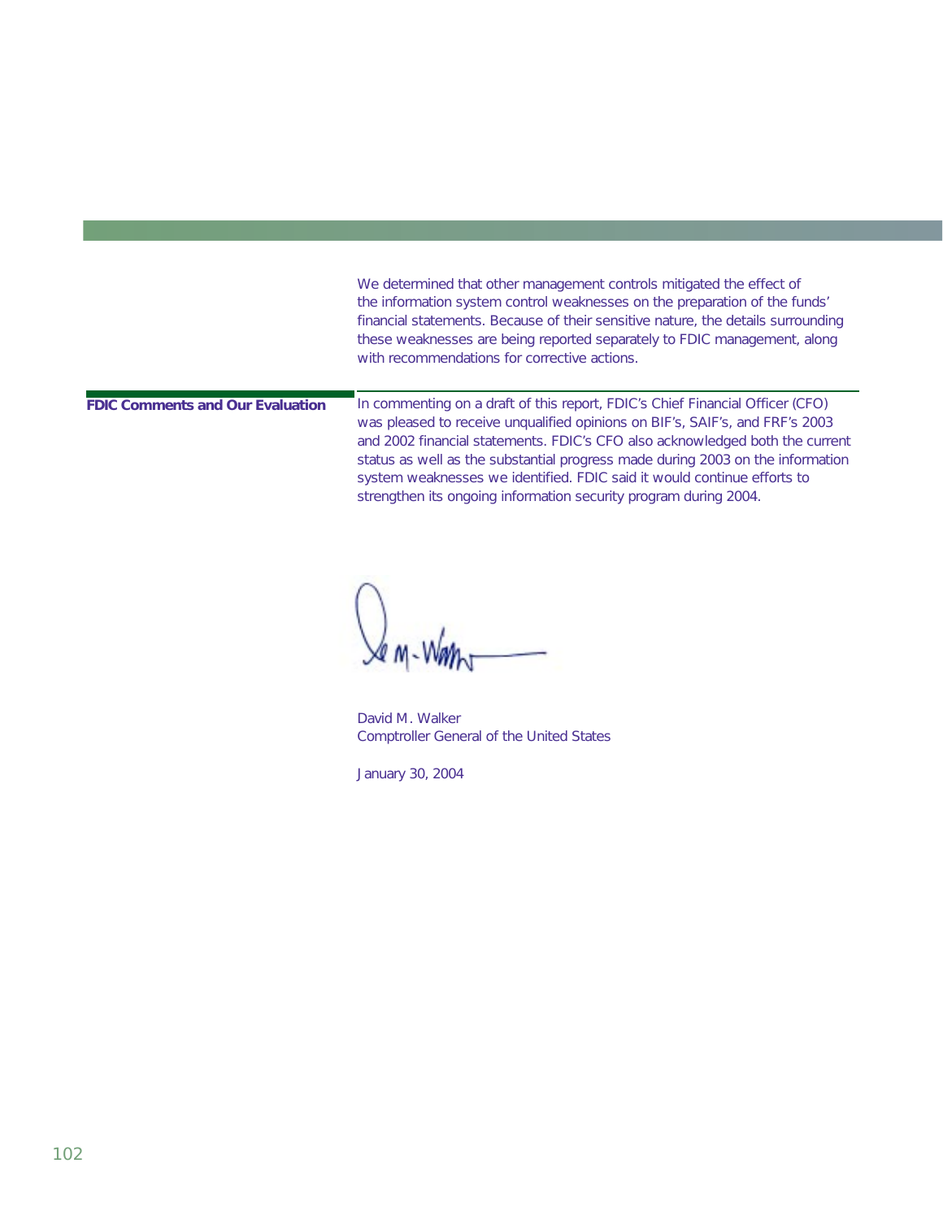We determined that other management controls mitigated the effect of the information system control weaknesses on the preparation of the funds' financial statements. Because of their sensitive nature, the details surrounding these weaknesses are being reported separately to FDIC management, along with recommendations for corrective actions.

## FDIC Comments and Our Evaluation

In commenting on a draft of this report, FDIC's Chief Financial Officer (CFO) was pleased to receive unqualified opinions on BIF's, SAIF's, and FRF's 2003 and 2002 financial statements. FDIC's CFO also acknowledged both the current status as well as the substantial progress made during 2003 on the information system weaknesses we identified. FDIC said it would continue efforts to strengthen its ongoing information security program during 2004.

David M. Walker
Comptroller General of the United States

January 30, 2004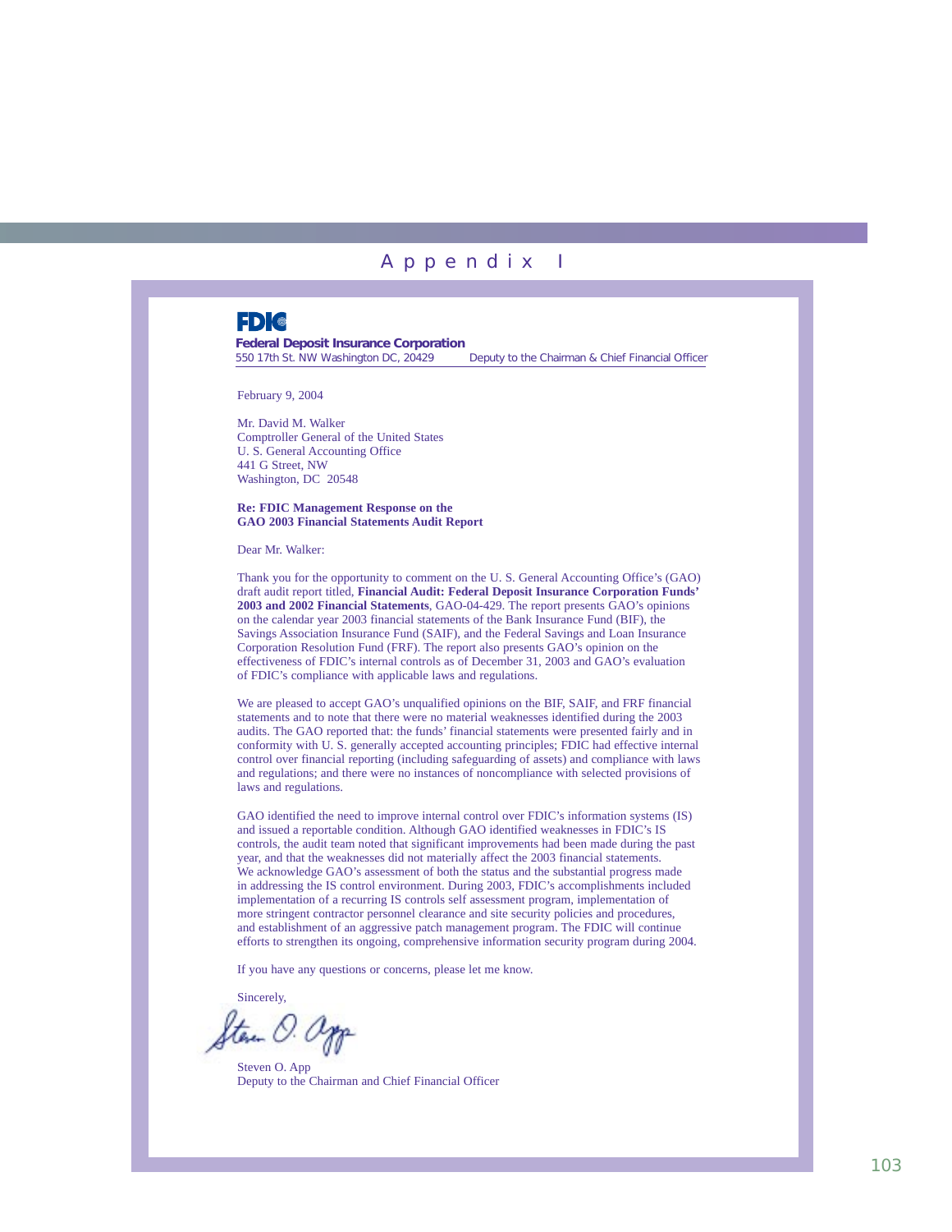# Appendix I

**FDIC**

**Federal Deposit Insurance Corporation**

550 17th St. NW Washington DC, 20429 Deputy to the Chairman & Chief Financial Officer

February 9, 2004

Mr. David M. Walker
Comptroller General of the United States
U. S. General Accounting Office
441 G Street, NW
Washington, DC 20548

**Re: FDIC Management Response on the GAO 2003 Financial Statements Audit Report**

Dear Mr. Walker:

Thank you for the opportunity to comment on the U. S. General Accounting Office's (GAO) draft audit report titled, **Financial Audit: Federal Deposit Insurance Corporation Funds' 2003 and 2002 Financial Statements**, GAO-04-429. The report presents GAO's opinions on the calendar year 2003 financial statements of the Bank Insurance Fund (BIF), the Savings Association Insurance Fund (SAIF), and the Federal Savings and Loan Insurance Corporation Resolution Fund (FRF). The report also presents GAO's opinion on the effectiveness of FDIC's internal controls as of December 31, 2003 and GAO's evaluation of FDIC's compliance with applicable laws and regulations.

We are pleased to accept GAO's unqualified opinions on the BIF, SAIF, and FRF financial statements and to note that there were no material weaknesses identified during the 2003 audits. The GAO reported that: the funds' financial statements were presented fairly and in conformity with U. S. generally accepted accounting principles; FDIC had effective internal control over financial reporting (including safeguarding of assets) and compliance with laws and regulations; and there were no instances of noncompliance with selected provisions of laws and regulations.

GAO identified the need to improve internal control over FDIC's information systems (IS) and issued a reportable condition. Although GAO identified weaknesses in FDIC's IS controls, the audit team noted that significant improvements had been made during the past year, and that the weaknesses did not materially affect the 2003 financial statements. We acknowledge GAO's assessment of both the status and the substantial progress made in addressing the IS control environment. During 2003, FDIC's accomplishments included implementation of a recurring IS controls self assessment program, implementation of more stringent contractor personnel clearance and site security policies and procedures, and establishment of an aggressive patch management program. The FDIC will continue efforts to strengthen its ongoing, comprehensive information security program during 2004.

If you have any questions or concerns, please let me know.

Sincerely,

Steven O. App
Deputy to the Chairman and Chief Financial Officer